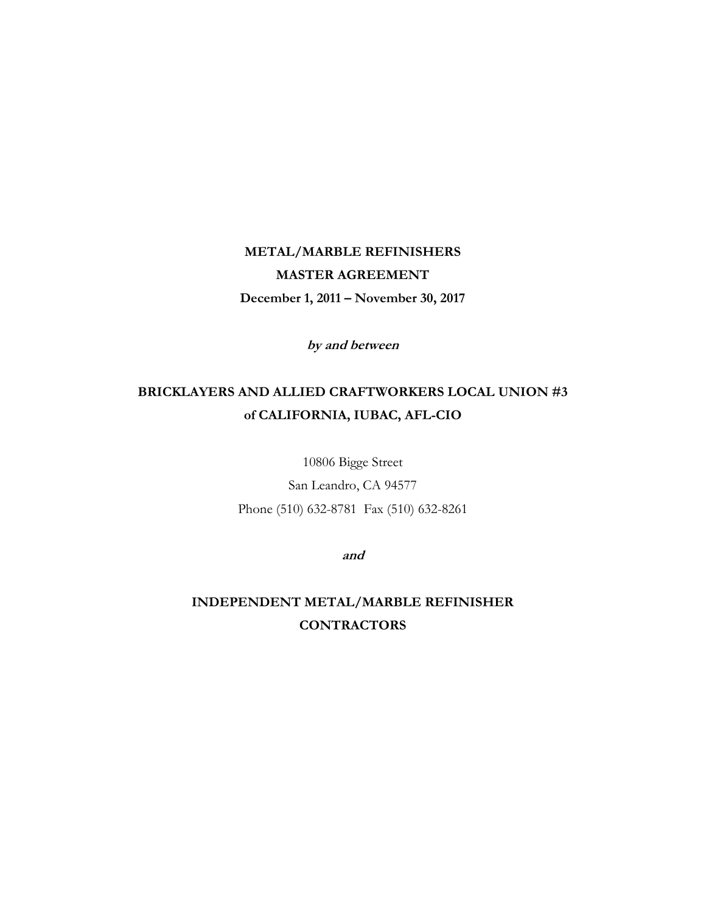# METAL/MARBLE REFINISHERS

# MASTER AGREEMENT

**December 1, 2011 – November 30, 2017**

***by and between***

## BRICKLAYERS AND ALLIED CRAFTWORKERS LOCAL UNION #3 of CALIFORNIA, IUBAC, AFL-CIO

10806 Bigge Street

San Leandro, CA 94577

Phone (510) 632-8781 Fax (510) 632-8261

***and***

## INDEPENDENT METAL/MARBLE REFINISHER CONTRACTORS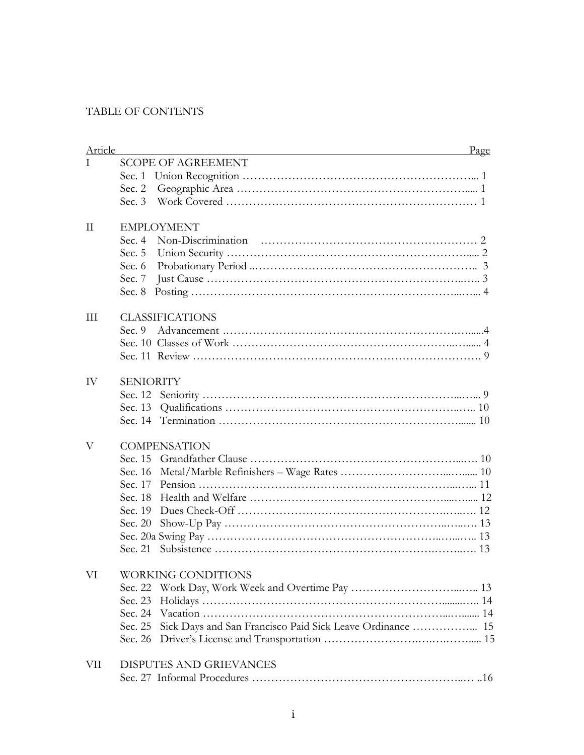TABLE OF CONTENTS

| Article | | Page |
|---|---|---|
| I | SCOPE OF AGREEMENT | |
| | Sec. 1 Union Recognition | 1 |
| | Sec. 2 Geographic Area | 1 |
| | Sec. 3 Work Covered | 1 |
| II | EMPLOYMENT | |
| | Sec. 4 Non-Discrimination | 2 |
| | Sec. 5 Union Security | 2 |
| | Sec. 6 Probationary Period | 3 |
| | Sec. 7 Just Cause | 3 |
| | Sec. 8 Posting | 4 |
| III | CLASSIFICATIONS | |
| | Sec. 9 Advancement | 4 |
| | Sec. 10 Classes of Work | 4 |
| | Sec. 11 Review | 9 |
| IV | SENIORITY | |
| | Sec. 12 Seniority | 9 |
| | Sec. 13 Qualifications | 10 |
| | Sec. 14 Termination | 10 |
| V | COMPENSATION | |
| | Sec. 15 Grandfather Clause | 10 |
| | Sec. 16 Metal/Marble Refinishers – Wage Rates | 10 |
| | Sec. 17 Pension | 11 |
| | Sec. 18 Health and Welfare | 12 |
| | Sec. 19 Dues Check-Off | 12 |
| | Sec. 20 Show-Up Pay | 13 |
| | Sec. 20a Swing Pay | 13 |
| | Sec. 21 Subsistence | 13 |
| VI | WORKING CONDITIONS | |
| | Sec. 22 Work Day, Work Week and Overtime Pay | 13 |
| | Sec. 23 Holidays | 14 |
| | Sec. 24 Vacation | 14 |
| | Sec. 25 Sick Days and San Francisco Paid Sick Leave Ordinance | 15 |
| | Sec. 26 Driver's License and Transportation | 15 |
| VII | DISPUTES AND GRIEVANCES | |
| | Sec. 27 Informal Procedures | 16 |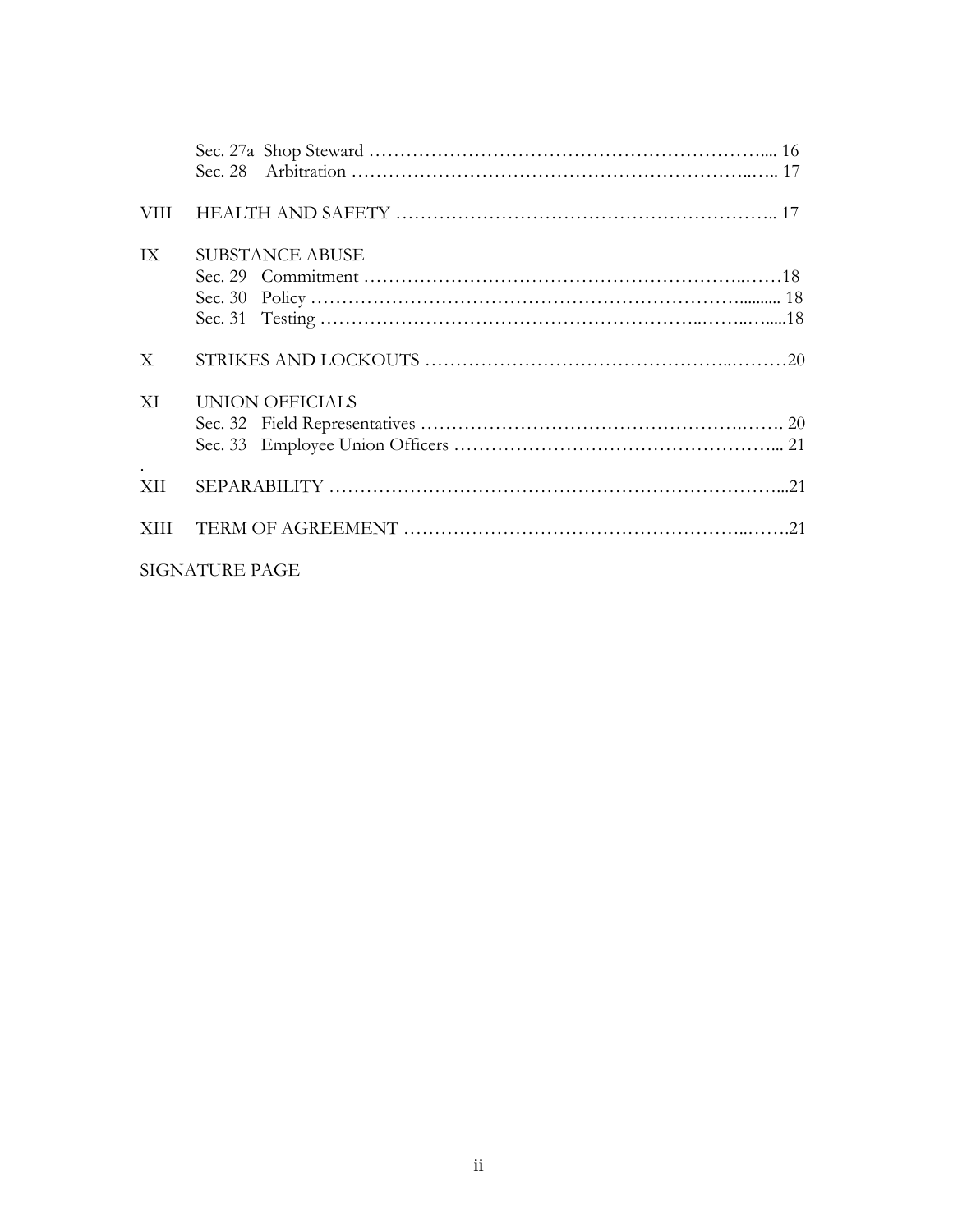| | | |
|---|---|---|
| | Sec. 27a Shop Steward | 16 |
| | Sec. 28 Arbitration | 17 |
| VIII | HEALTH AND SAFETY | 17 |
| IX | SUBSTANCE ABUSE | |
| | Sec. 29 Commitment | 18 |
| | Sec. 30 Policy | 18 |
| | Sec. 31 Testing | 18 |
| X | STRIKES AND LOCKOUTS | 20 |
| XI | UNION OFFICIALS | |
| | Sec. 32 Field Representatives | 20 |
| | Sec. 33 Employee Union Officers | 21 |
| XII | SEPARABILITY | 21 |
| XIII | TERM OF AGREEMENT | 21 |
| SIGNATURE PAGE | | |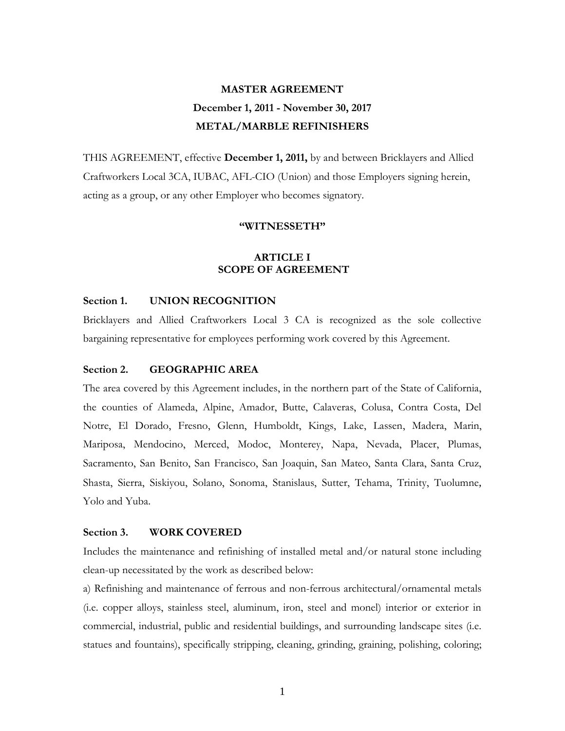# MASTER AGREEMENT

## December 1, 2011 - November 30, 2017

## METAL/MARBLE REFINISHERS

THIS AGREEMENT, effective **December 1, 2011,** by and between Bricklayers and Allied Craftworkers Local 3CA, IUBAC, AFL-CIO (Union) and those Employers signing herein, acting as a group, or any other Employer who becomes signatory.

**"WITNESSETH"**

## ARTICLE I
## SCOPE OF AGREEMENT

### Section 1. UNION RECOGNITION

Bricklayers and Allied Craftworkers Local 3 CA is recognized as the sole collective bargaining representative for employees performing work covered by this Agreement.

### Section 2. GEOGRAPHIC AREA

The area covered by this Agreement includes, in the northern part of the State of California, the counties of Alameda, Alpine, Amador, Butte, Calaveras, Colusa, Contra Costa, Del Notre, El Dorado, Fresno, Glenn, Humboldt, Kings, Lake, Lassen, Madera, Marin, Mariposa, Mendocino, Merced, Modoc, Monterey, Napa, Nevada, Placer, Plumas, Sacramento, San Benito, San Francisco, San Joaquin, San Mateo, Santa Clara, Santa Cruz, Shasta, Sierra, Siskiyou, Solano, Sonoma, Stanislaus, Sutter, Tehama, Trinity, Tuolumne, Yolo and Yuba.

### Section 3. WORK COVERED

Includes the maintenance and refinishing of installed metal and/or natural stone including clean-up necessitated by the work as described below:

a) Refinishing and maintenance of ferrous and non-ferrous architectural/ornamental metals (i.e. copper alloys, stainless steel, aluminum, iron, steel and monel) interior or exterior in commercial, industrial, public and residential buildings, and surrounding landscape sites (i.e. statues and fountains), specifically stripping, cleaning, grinding, graining, polishing, coloring;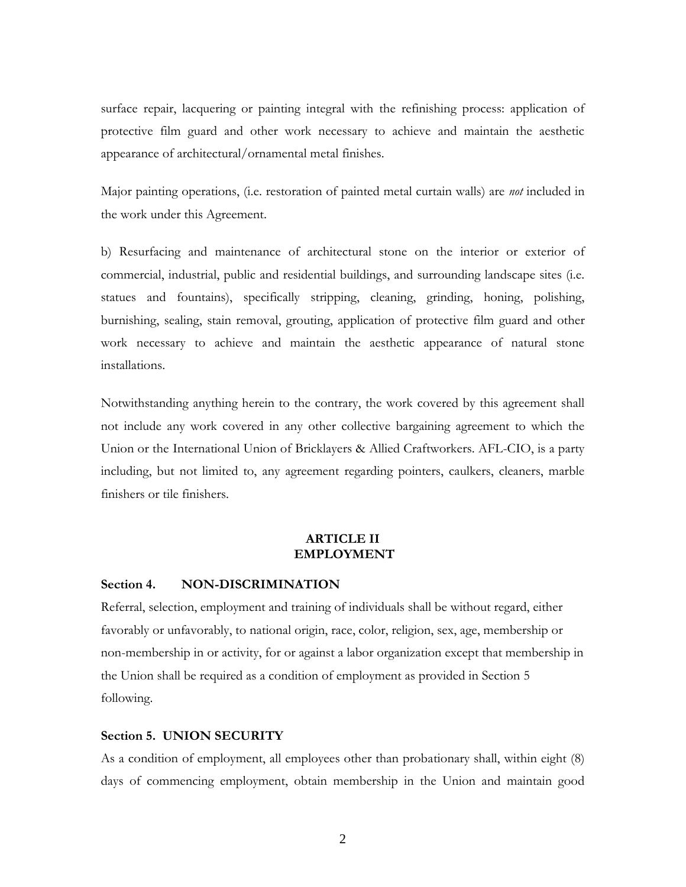surface repair, lacquering or painting integral with the refinishing process: application of protective film guard and other work necessary to achieve and maintain the aesthetic appearance of architectural/ornamental metal finishes.

Major painting operations, (i.e. restoration of painted metal curtain walls) are *not* included in the work under this Agreement.

b) Resurfacing and maintenance of architectural stone on the interior or exterior of commercial, industrial, public and residential buildings, and surrounding landscape sites (i.e. statues and fountains), specifically stripping, cleaning, grinding, honing, polishing, burnishing, sealing, stain removal, grouting, application of protective film guard and other work necessary to achieve and maintain the aesthetic appearance of natural stone installations.

Notwithstanding anything herein to the contrary, the work covered by this agreement shall not include any work covered in any other collective bargaining agreement to which the Union or the International Union of Bricklayers & Allied Craftworkers. AFL-CIO, is a party including, but not limited to, any agreement regarding pointers, caulkers, cleaners, marble finishers or tile finishers.

## ARTICLE II
## EMPLOYMENT

### Section 4. NON-DISCRIMINATION

Referral, selection, employment and training of individuals shall be without regard, either favorably or unfavorably, to national origin, race, color, religion, sex, age, membership or non-membership in or activity, for or against a labor organization except that membership in the Union shall be required as a condition of employment as provided in Section 5 following.

### Section 5. UNION SECURITY

As a condition of employment, all employees other than probationary shall, within eight (8) days of commencing employment, obtain membership in the Union and maintain good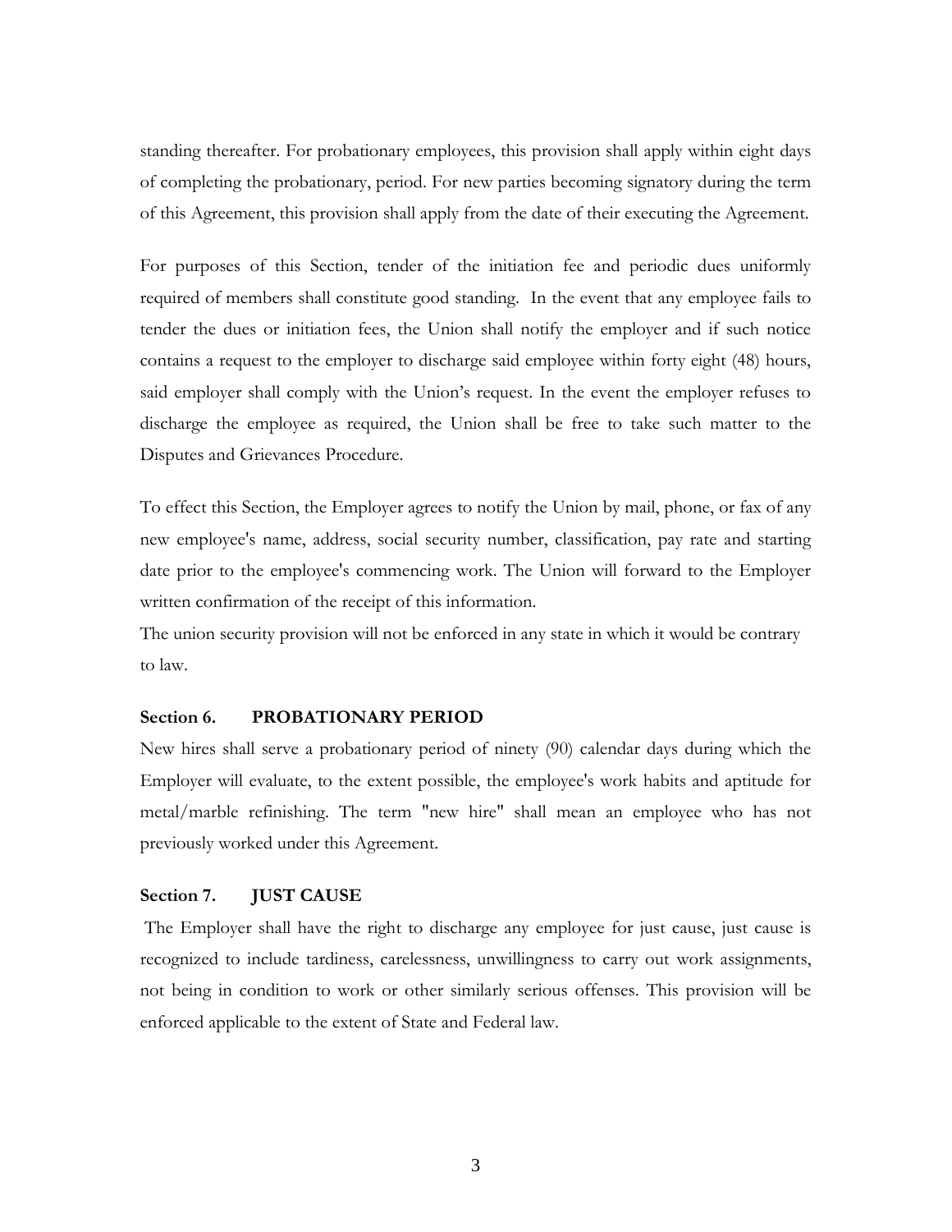standing thereafter. For probationary employees, this provision shall apply within eight days of completing the probationary, period. For new parties becoming signatory during the term of this Agreement, this provision shall apply from the date of their executing the Agreement.

For purposes of this Section, tender of the initiation fee and periodic dues uniformly required of members shall constitute good standing. In the event that any employee fails to tender the dues or initiation fees, the Union shall notify the employer and if such notice contains a request to the employer to discharge said employee within forty eight (48) hours, said employer shall comply with the Union's request. In the event the employer refuses to discharge the employee as required, the Union shall be free to take such matter to the Disputes and Grievances Procedure.

To effect this Section, the Employer agrees to notify the Union by mail, phone, or fax of any new employee's name, address, social security number, classification, pay rate and starting date prior to the employee's commencing work. The Union will forward to the Employer written confirmation of the receipt of this information.

The union security provision will not be enforced in any state in which it would be contrary to law.

### Section 6. PROBATIONARY PERIOD

New hires shall serve a probationary period of ninety (90) calendar days during which the Employer will evaluate, to the extent possible, the employee's work habits and aptitude for metal/marble refinishing. The term "new hire" shall mean an employee who has not previously worked under this Agreement.

### Section 7. JUST CAUSE

The Employer shall have the right to discharge any employee for just cause, just cause is recognized to include tardiness, carelessness, unwillingness to carry out work assignments, not being in condition to work or other similarly serious offenses. This provision will be enforced applicable to the extent of State and Federal law.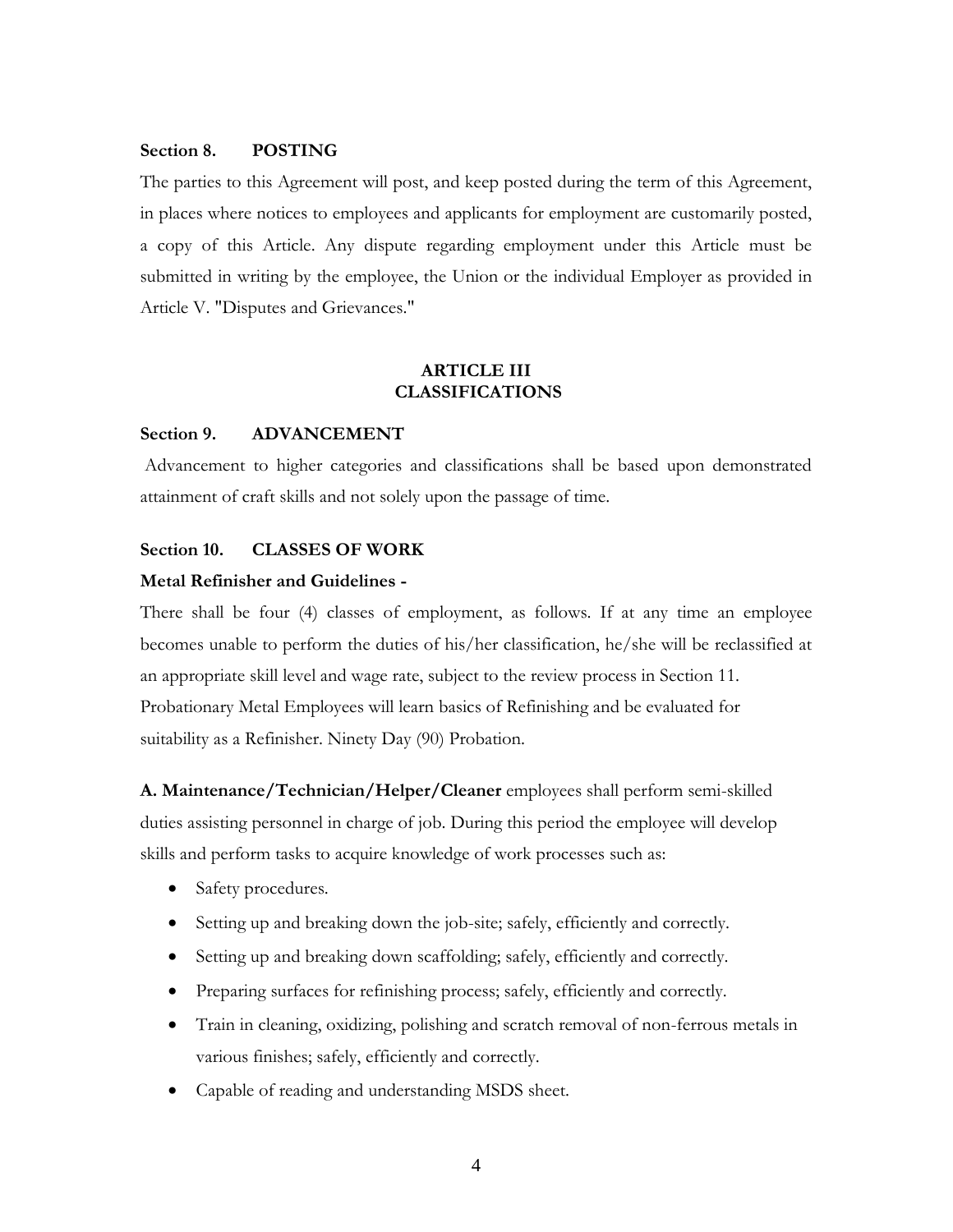### Section 8. POSTING

The parties to this Agreement will post, and keep posted during the term of this Agreement, in places where notices to employees and applicants for employment are customarily posted, a copy of this Article. Any dispute regarding employment under this Article must be submitted in writing by the employee, the Union or the individual Employer as provided in Article V. "Disputes and Grievances."

## ARTICLE III
## CLASSIFICATIONS

### Section 9. ADVANCEMENT

Advancement to higher categories and classifications shall be based upon demonstrated attainment of craft skills and not solely upon the passage of time.

### Section 10. CLASSES OF WORK

**Metal Refinisher and Guidelines -**

There shall be four (4) classes of employment, as follows. If at any time an employee becomes unable to perform the duties of his/her classification, he/she will be reclassified at an appropriate skill level and wage rate, subject to the review process in Section 11.
Probationary Metal Employees will learn basics of Refinishing and be evaluated for suitability as a Refinisher. Ninety Day (90) Probation.

**A. Maintenance/Technician/Helper/Cleaner** employees shall perform semi-skilled duties assisting personnel in charge of job. During this period the employee will develop skills and perform tasks to acquire knowledge of work processes such as:

- Safety procedures.
- Setting up and breaking down the job-site; safely, efficiently and correctly.
- Setting up and breaking down scaffolding; safely, efficiently and correctly.
- Preparing surfaces for refinishing process; safely, efficiently and correctly.
- Train in cleaning, oxidizing, polishing and scratch removal of non-ferrous metals in various finishes; safely, efficiently and correctly.
- Capable of reading and understanding MSDS sheet.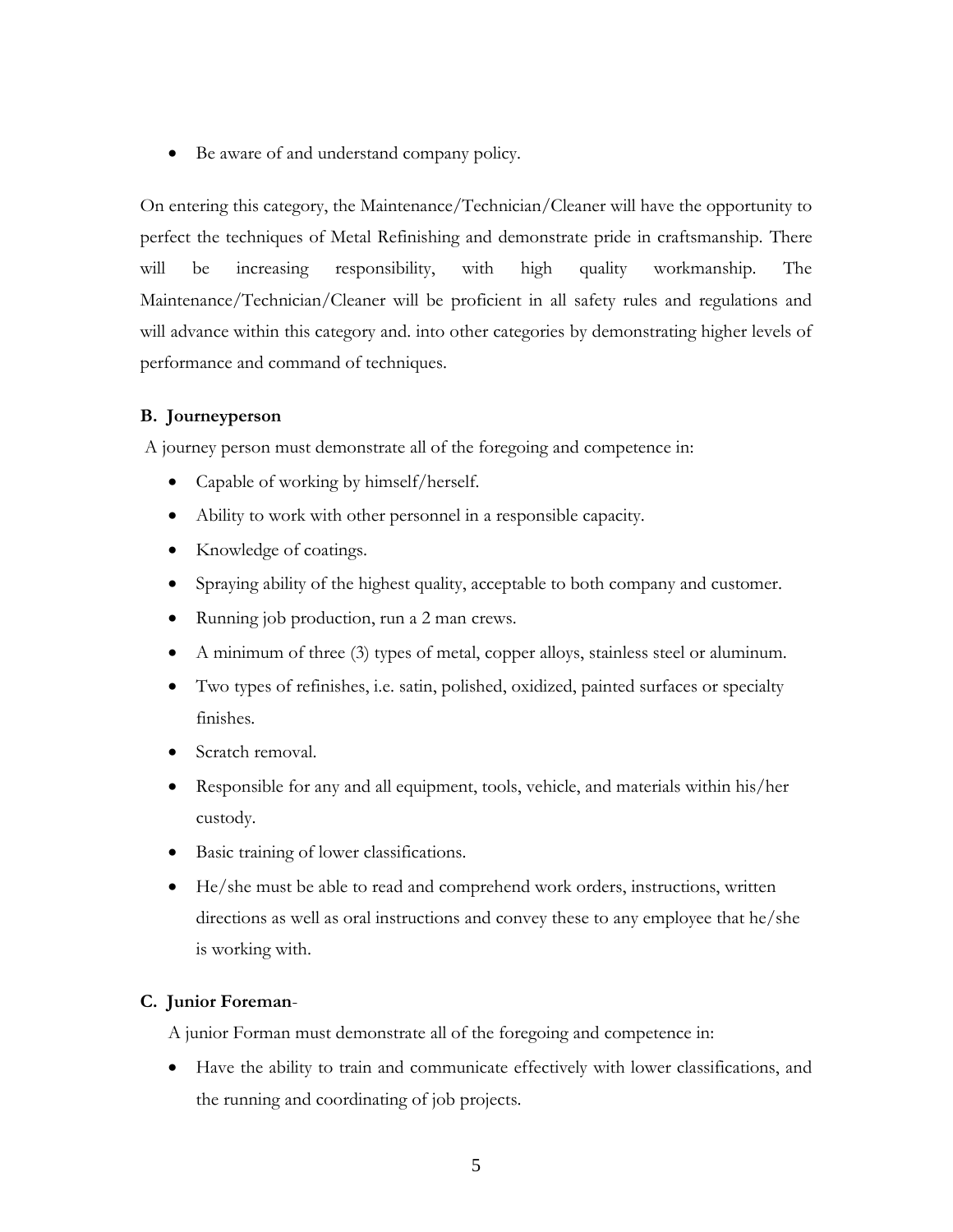- Be aware of and understand company policy.

On entering this category, the Maintenance/Technician/Cleaner will have the opportunity to perfect the techniques of Metal Refinishing and demonstrate pride in craftsmanship. There will be increasing responsibility, with high quality workmanship. The Maintenance/Technician/Cleaner will be proficient in all safety rules and regulations and will advance within this category and. into other categories by demonstrating higher levels of performance and command of techniques.

**B. Journeyperson**

A journey person must demonstrate all of the foregoing and competence in:

- Capable of working by himself/herself.
- Ability to work with other personnel in a responsible capacity.
- Knowledge of coatings.
- Spraying ability of the highest quality, acceptable to both company and customer.
- Running job production, run a 2 man crews.
- A minimum of three (3) types of metal, copper alloys, stainless steel or aluminum.
- Two types of refinishes, i.e. satin, polished, oxidized, painted surfaces or specialty finishes.
- Scratch removal.
- Responsible for any and all equipment, tools, vehicle, and materials within his/her custody.
- Basic training of lower classifications.
- He/she must be able to read and comprehend work orders, instructions, written directions as well as oral instructions and convey these to any employee that he/she is working with.

**C. Junior Foreman**-

A junior Forman must demonstrate all of the foregoing and competence in:

- Have the ability to train and communicate effectively with lower classifications, and the running and coordinating of job projects.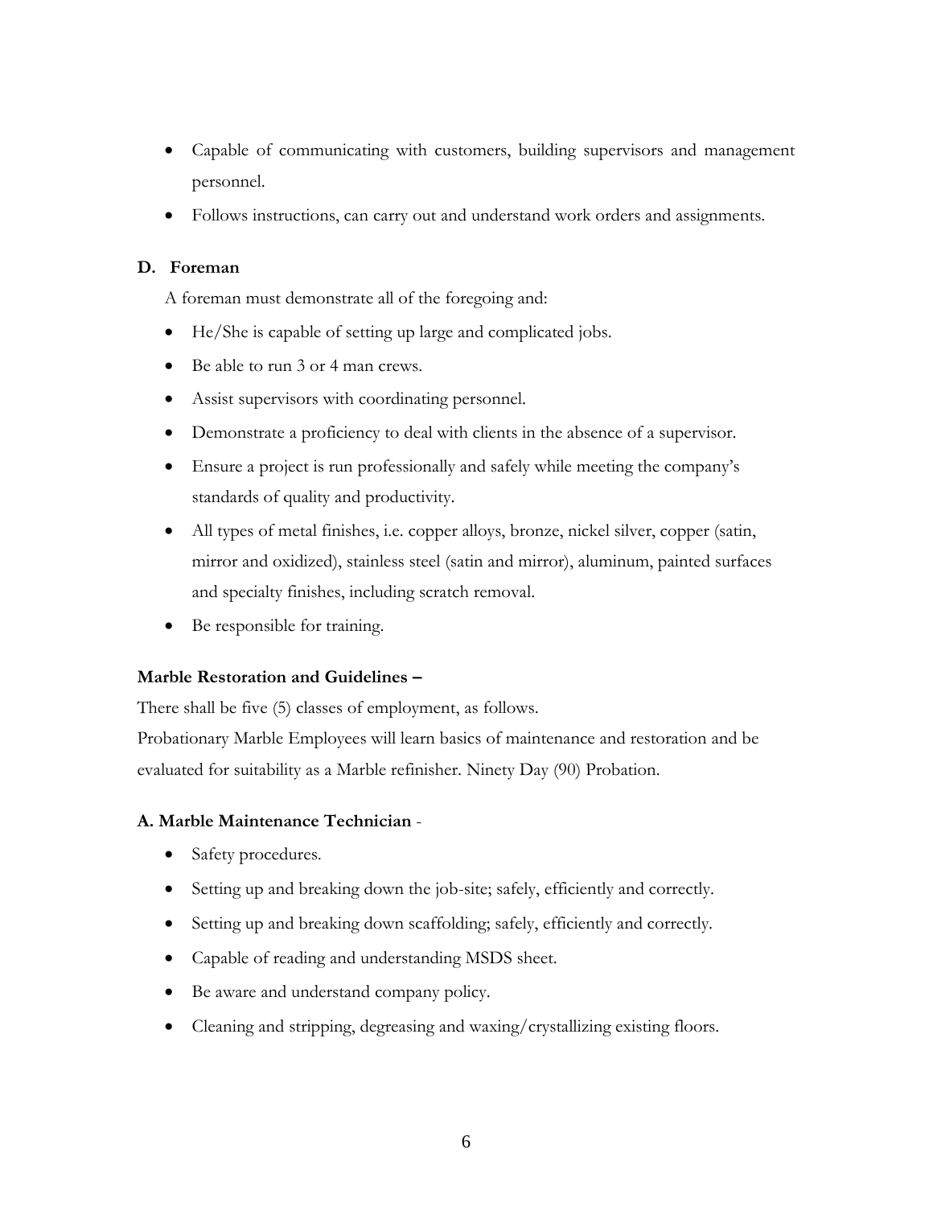- Capable of communicating with customers, building supervisors and management personnel.
- Follows instructions, can carry out and understand work orders and assignments.

**D. Foreman**

A foreman must demonstrate all of the foregoing and:

- He/She is capable of setting up large and complicated jobs.
- Be able to run 3 or 4 man crews.
- Assist supervisors with coordinating personnel.
- Demonstrate a proficiency to deal with clients in the absence of a supervisor.
- Ensure a project is run professionally and safely while meeting the company's standards of quality and productivity.
- All types of metal finishes, i.e. copper alloys, bronze, nickel silver, copper (satin, mirror and oxidized), stainless steel (satin and mirror), aluminum, painted surfaces and specialty finishes, including scratch removal.
- Be responsible for training.

**Marble Restoration and Guidelines –**

There shall be five (5) classes of employment, as follows.

Probationary Marble Employees will learn basics of maintenance and restoration and be evaluated for suitability as a Marble refinisher. Ninety Day (90) Probation.

**A. Marble Maintenance Technician** -

- Safety procedures.
- Setting up and breaking down the job-site; safely, efficiently and correctly.
- Setting up and breaking down scaffolding; safely, efficiently and correctly.
- Capable of reading and understanding MSDS sheet.
- Be aware and understand company policy.
- Cleaning and stripping, degreasing and waxing/crystallizing existing floors.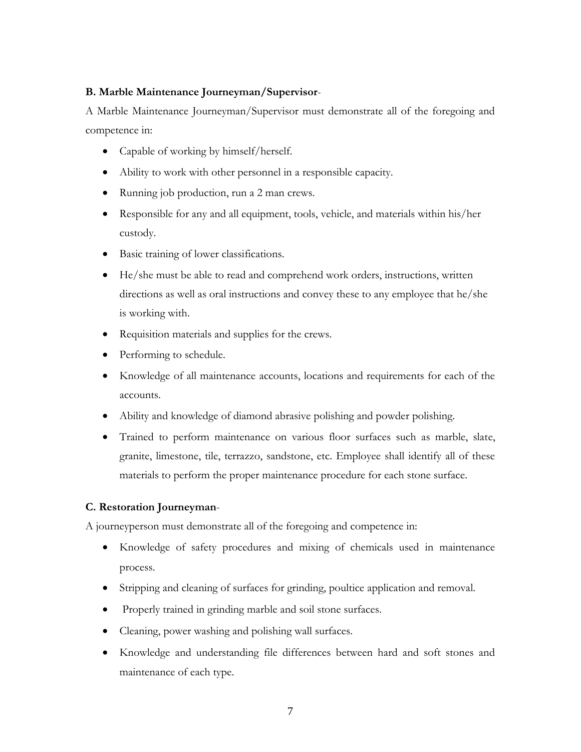**B. Marble Maintenance Journeyman/Supervisor**-

A Marble Maintenance Journeyman/Supervisor must demonstrate all of the foregoing and competence in:

- Capable of working by himself/herself.
- Ability to work with other personnel in a responsible capacity.
- Running job production, run a 2 man crews.
- Responsible for any and all equipment, tools, vehicle, and materials within his/her custody.
- Basic training of lower classifications.
- He/she must be able to read and comprehend work orders, instructions, written directions as well as oral instructions and convey these to any employee that he/she is working with.
- Requisition materials and supplies for the crews.
- Performing to schedule.
- Knowledge of all maintenance accounts, locations and requirements for each of the accounts.
- Ability and knowledge of diamond abrasive polishing and powder polishing.
- Trained to perform maintenance on various floor surfaces such as marble, slate, granite, limestone, tile, terrazzo, sandstone, etc. Employee shall identify all of these materials to perform the proper maintenance procedure for each stone surface.

**C. Restoration Journeyman**-

A journeyperson must demonstrate all of the foregoing and competence in:

- Knowledge of safety procedures and mixing of chemicals used in maintenance process.
- Stripping and cleaning of surfaces for grinding, poultice application and removal.
- Properly trained in grinding marble and soil stone surfaces.
- Cleaning, power washing and polishing wall surfaces.
- Knowledge and understanding file differences between hard and soft stones and maintenance of each type.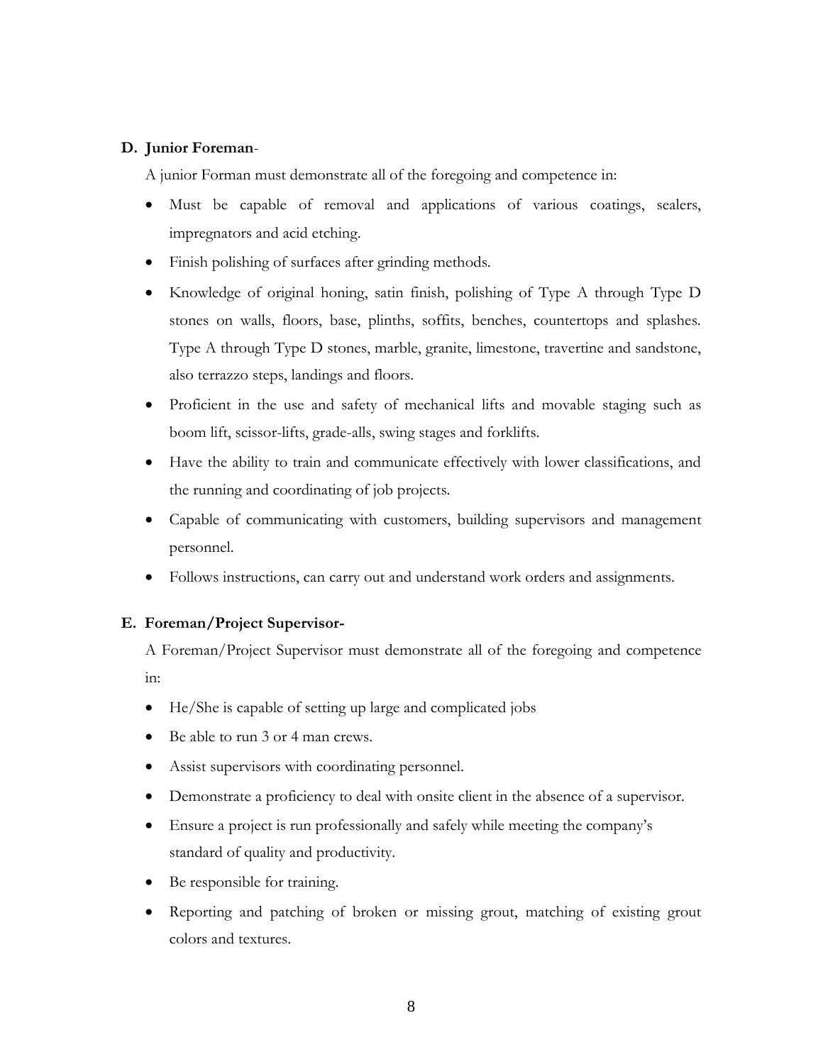**D. Junior Foreman**-

A junior Forman must demonstrate all of the foregoing and competence in:

- Must be capable of removal and applications of various coatings, sealers, impregnators and acid etching.
- Finish polishing of surfaces after grinding methods.
- Knowledge of original honing, satin finish, polishing of Type A through Type D stones on walls, floors, base, plinths, soffits, benches, countertops and splashes. Type A through Type D stones, marble, granite, limestone, travertine and sandstone, also terrazzo steps, landings and floors.
- Proficient in the use and safety of mechanical lifts and movable staging such as boom lift, scissor-lifts, grade-alls, swing stages and forklifts.
- Have the ability to train and communicate effectively with lower classifications, and the running and coordinating of job projects.
- Capable of communicating with customers, building supervisors and management personnel.
- Follows instructions, can carry out and understand work orders and assignments.

**E. Foreman/Project Supervisor-**

A Foreman/Project Supervisor must demonstrate all of the foregoing and competence in:

- He/She is capable of setting up large and complicated jobs
- Be able to run 3 or 4 man crews.
- Assist supervisors with coordinating personnel.
- Demonstrate a proficiency to deal with onsite client in the absence of a supervisor.
- Ensure a project is run professionally and safely while meeting the company's standard of quality and productivity.
- Be responsible for training.
- Reporting and patching of broken or missing grout, matching of existing grout colors and textures.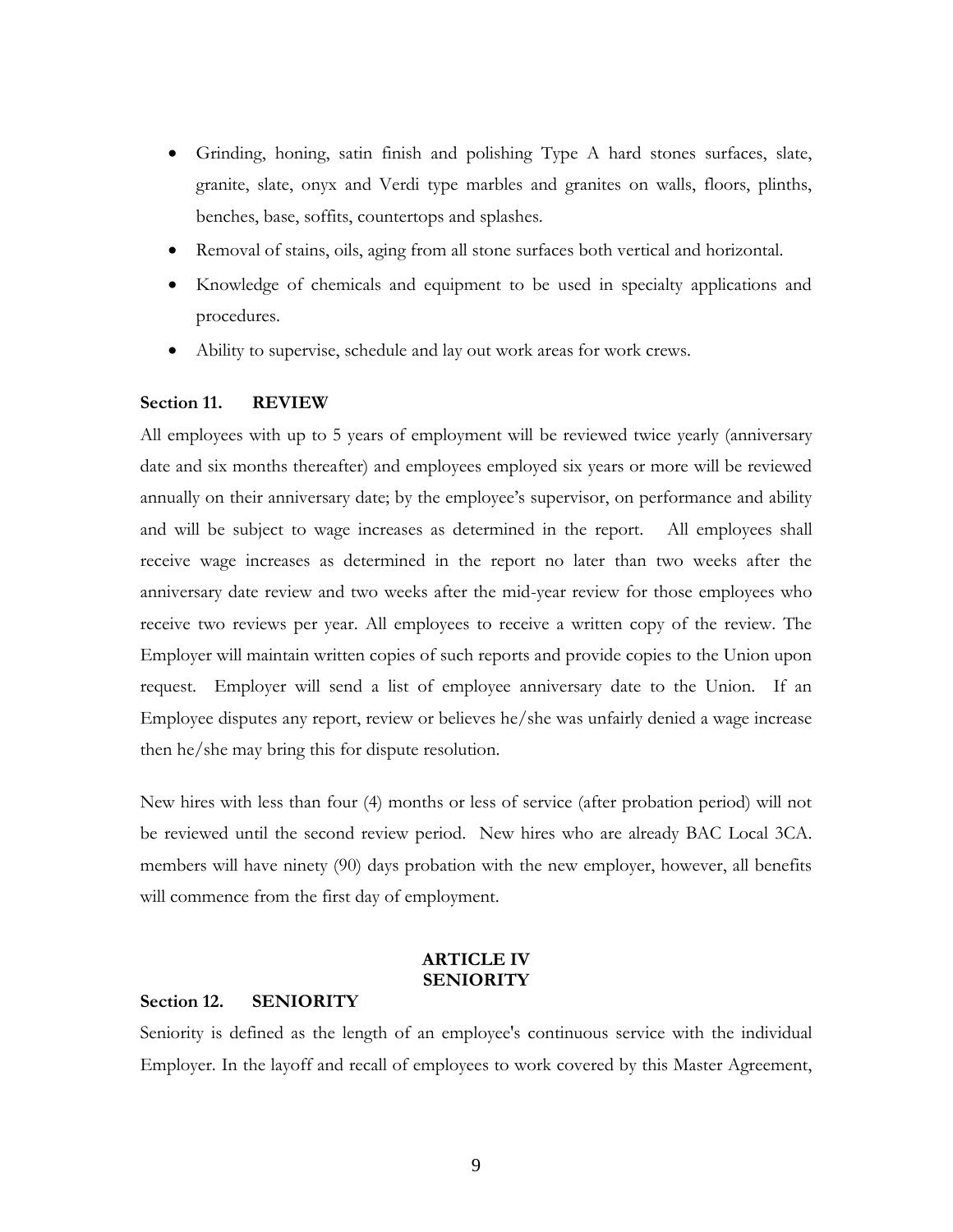- Grinding, honing, satin finish and polishing Type A hard stones surfaces, slate, granite, slate, onyx and Verdi type marbles and granites on walls, floors, plinths, benches, base, soffits, countertops and splashes.
- Removal of stains, oils, aging from all stone surfaces both vertical and horizontal.
- Knowledge of chemicals and equipment to be used in specialty applications and procedures.
- Ability to supervise, schedule and lay out work areas for work crews.

**Section 11. REVIEW**

All employees with up to 5 years of employment will be reviewed twice yearly (anniversary date and six months thereafter) and employees employed six years or more will be reviewed annually on their anniversary date; by the employee's supervisor, on performance and ability and will be subject to wage increases as determined in the report. All employees shall receive wage increases as determined in the report no later than two weeks after the anniversary date review and two weeks after the mid-year review for those employees who receive two reviews per year. All employees to receive a written copy of the review. The Employer will maintain written copies of such reports and provide copies to the Union upon request. Employer will send a list of employee anniversary date to the Union. If an Employee disputes any report, review or believes he/she was unfairly denied a wage increase then he/she may bring this for dispute resolution.

New hires with less than four (4) months or less of service (after probation period) will not be reviewed until the second review period. New hires who are already BAC Local 3CA. members will have ninety (90) days probation with the new employer, however, all benefits will commence from the first day of employment.

## ARTICLE IV SENIORITY

**Section 12. SENIORITY**

Seniority is defined as the length of an employee's continuous service with the individual Employer. In the layoff and recall of employees to work covered by this Master Agreement,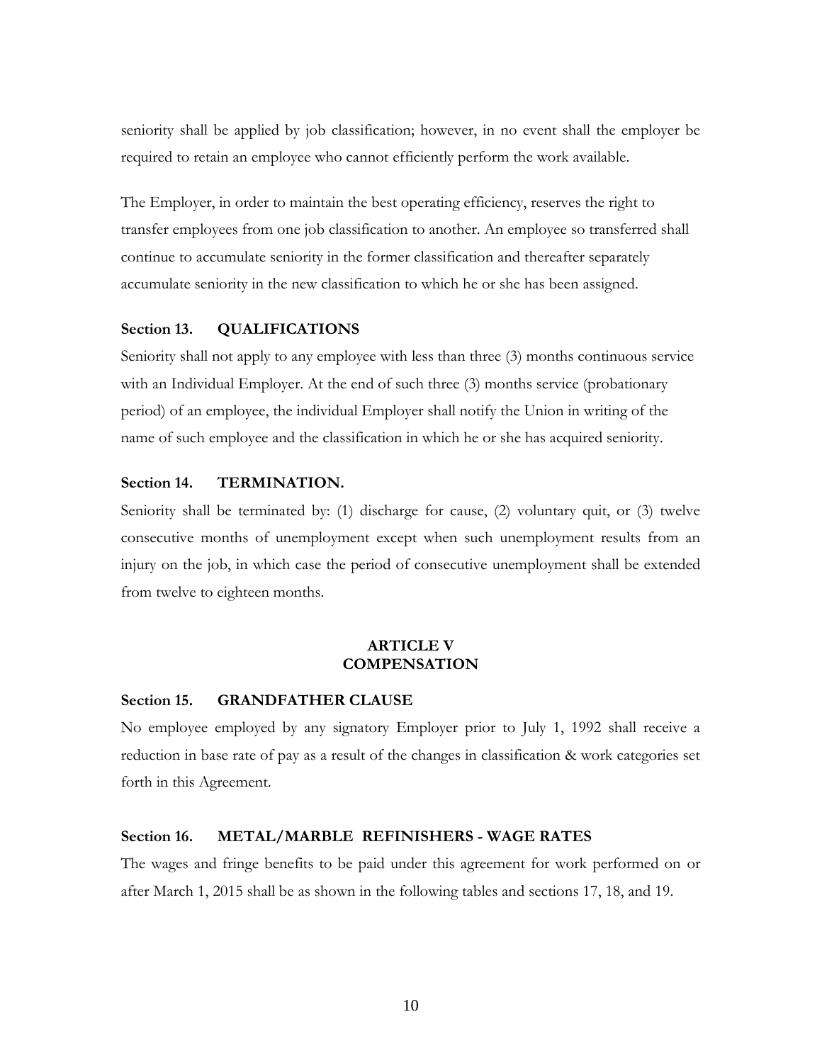seniority shall be applied by job classification; however, in no event shall the employer be required to retain an employee who cannot efficiently perform the work available.

The Employer, in order to maintain the best operating efficiency, reserves the right to transfer employees from one job classification to another. An employee so transferred shall continue to accumulate seniority in the former classification and thereafter separately accumulate seniority in the new classification to which he or she has been assigned.

**Section 13. QUALIFICATIONS**

Seniority shall not apply to any employee with less than three (3) months continuous service with an Individual Employer. At the end of such three (3) months service (probationary period) of an employee, the individual Employer shall notify the Union in writing of the name of such employee and the classification in which he or she has acquired seniority.

**Section 14. TERMINATION.**

Seniority shall be terminated by: (1) discharge for cause, (2) voluntary quit, or (3) twelve consecutive months of unemployment except when such unemployment results from an injury on the job, in which case the period of consecutive unemployment shall be extended from twelve to eighteen months.

## ARTICLE V
## COMPENSATION

**Section 15. GRANDFATHER CLAUSE**

No employee employed by any signatory Employer prior to July 1, 1992 shall receive a reduction in base rate of pay as a result of the changes in classification & work categories set forth in this Agreement.

**Section 16. METAL/MARBLE REFINISHERS - WAGE RATES**

The wages and fringe benefits to be paid under this agreement for work performed on or after March 1, 2015 shall be as shown in the following tables and sections 17, 18, and 19.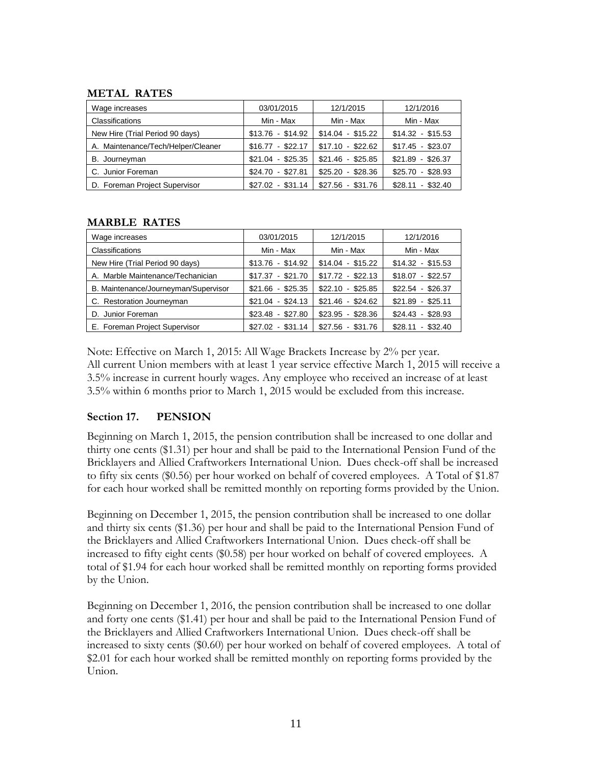**METAL RATES**

| Wage increases | 03/01/2015 | 12/1/2015 | 12/1/2016 |
|---|---|---|---|
| Classifications | Min - Max | Min - Max | Min - Max |
| New Hire (Trial Period 90 days) | $13.76 - $14.92 | $14.04 - $15.22 | $14.32 - $15.53 |
| A. Maintenance/Tech/Helper/Cleaner | $16.77 - $22.17 | $17.10 - $22.62 | $17.45 - $23.07 |
| B. Journeyman | $21.04 - $25.35 | $21.46 - $25.85 | $21.89 - $26.37 |
| C. Junior Foreman | $24.70 - $27.81 | $25.20 - $28.36 | $25.70 - $28.93 |
| D. Foreman Project Supervisor | $27.02 - $31.14 | $27.56 - $31.76 | $28.11 - $32.40 |

**MARBLE RATES**

| Wage increases | 03/01/2015 | 12/1/2015 | 12/1/2016 |
|---|---|---|---|
| Classifications | Min - Max | Min - Max | Min - Max |
| New Hire (Trial Period 90 days) | $13.76 - $14.92 | $14.04 - $15.22 | $14.32 - $15.53 |
| A. Marble Maintenance/Techanician | $17.37 - $21.70 | $17.72 - $22.13 | $18.07 - $22.57 |
| B. Maintenance/Journeyman/Supervisor | $21.66 - $25.35 | $22.10 - $25.85 | $22.54 - $26.37 |
| C. Restoration Journeyman | $21.04 - $24.13 | $21.46 - $24.62 | $21.89 - $25.11 |
| D. Junior Foreman | $23.48 - $27.80 | $23.95 - $28.36 | $24.43 - $28.93 |
| E. Foreman Project Supervisor | $27.02 - $31.14 | $27.56 - $31.76 | $28.11 - $32.40 |

Note: Effective on March 1, 2015: All Wage Brackets Increase by 2% per year.
All current Union members with at least 1 year service effective March 1, 2015 will receive a 3.5% increase in current hourly wages. Any employee who received an increase of at least 3.5% within 6 months prior to March 1, 2015 would be excluded from this increase.

### Section 17. PENSION

Beginning on March 1, 2015, the pension contribution shall be increased to one dollar and thirty one cents ($1.31) per hour and shall be paid to the International Pension Fund of the Bricklayers and Allied Craftworkers International Union. Dues check-off shall be increased to fifty six cents ($0.56) per hour worked on behalf of covered employees. A Total of $1.87 for each hour worked shall be remitted monthly on reporting forms provided by the Union.

Beginning on December 1, 2015, the pension contribution shall be increased to one dollar and thirty six cents ($1.36) per hour and shall be paid to the International Pension Fund of the Bricklayers and Allied Craftworkers International Union. Dues check-off shall be increased to fifty eight cents ($0.58) per hour worked on behalf of covered employees. A total of $1.94 for each hour worked shall be remitted monthly on reporting forms provided by the Union.

Beginning on December 1, 2016, the pension contribution shall be increased to one dollar and forty one cents ($1.41) per hour and shall be paid to the International Pension Fund of the Bricklayers and Allied Craftworkers International Union. Dues check-off shall be increased to sixty cents ($0.60) per hour worked on behalf of covered employees. A total of $2.01 for each hour worked shall be remitted monthly on reporting forms provided by the Union.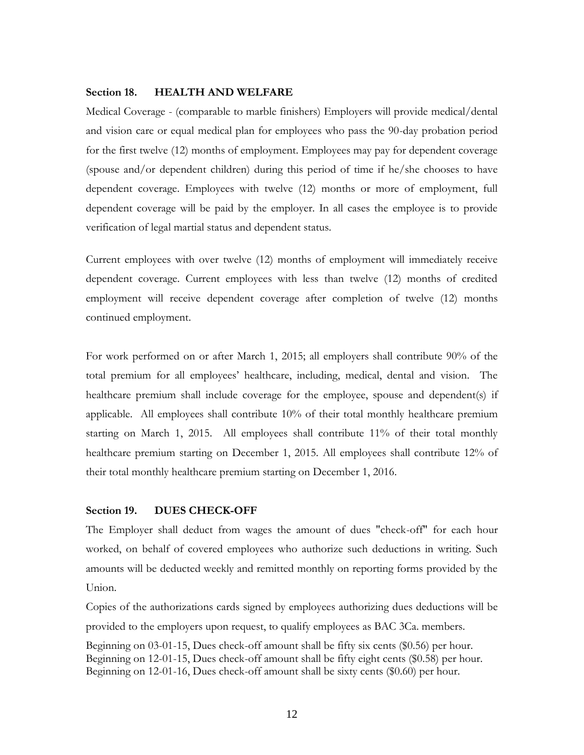**Section 18. HEALTH AND WELFARE**

Medical Coverage - (comparable to marble finishers) Employers will provide medical/dental and vision care or equal medical plan for employees who pass the 90-day probation period for the first twelve (12) months of employment. Employees may pay for dependent coverage (spouse and/or dependent children) during this period of time if he/she chooses to have dependent coverage. Employees with twelve (12) months or more of employment, full dependent coverage will be paid by the employer. In all cases the employee is to provide verification of legal martial status and dependent status.

Current employees with over twelve (12) months of employment will immediately receive dependent coverage. Current employees with less than twelve (12) months of credited employment will receive dependent coverage after completion of twelve (12) months continued employment.

For work performed on or after March 1, 2015; all employers shall contribute 90% of the total premium for all employees' healthcare, including, medical, dental and vision. The healthcare premium shall include coverage for the employee, spouse and dependent(s) if applicable. All employees shall contribute 10% of their total monthly healthcare premium starting on March 1, 2015. All employees shall contribute 11% of their total monthly healthcare premium starting on December 1, 2015. All employees shall contribute 12% of their total monthly healthcare premium starting on December 1, 2016.

**Section 19. DUES CHECK-OFF**

The Employer shall deduct from wages the amount of dues "check-off" for each hour worked, on behalf of covered employees who authorize such deductions in writing. Such amounts will be deducted weekly and remitted monthly on reporting forms provided by the Union.

Copies of the authorizations cards signed by employees authorizing dues deductions will be provided to the employers upon request, to qualify employees as BAC 3Ca. members.

Beginning on 03-01-15, Dues check-off amount shall be fifty six cents ($0.56) per hour.
Beginning on 12-01-15, Dues check-off amount shall be fifty eight cents ($0.58) per hour.
Beginning on 12-01-16, Dues check-off amount shall be sixty cents ($0.60) per hour.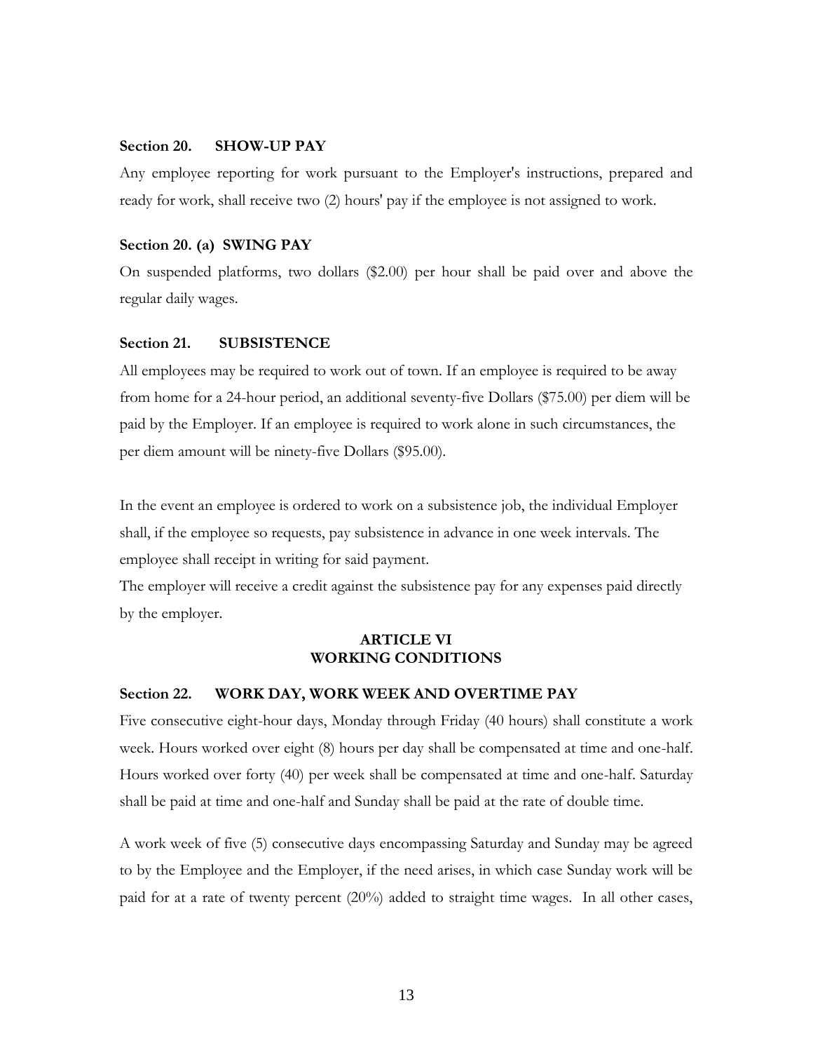### Section 20. SHOW-UP PAY

Any employee reporting for work pursuant to the Employer's instructions, prepared and ready for work, shall receive two (2) hours' pay if the employee is not assigned to work.

### Section 20. (a) SWING PAY

On suspended platforms, two dollars ($2.00) per hour shall be paid over and above the regular daily wages.

### Section 21. SUBSISTENCE

All employees may be required to work out of town. If an employee is required to be away from home for a 24-hour period, an additional seventy-five Dollars ($75.00) per diem will be paid by the Employer. If an employee is required to work alone in such circumstances, the per diem amount will be ninety-five Dollars ($95.00).

In the event an employee is ordered to work on a subsistence job, the individual Employer shall, if the employee so requests, pay subsistence in advance in one week intervals. The employee shall receipt in writing for said payment.

The employer will receive a credit against the subsistence pay for any expenses paid directly by the employer.

## ARTICLE VI
## WORKING CONDITIONS

### Section 22. WORK DAY, WORK WEEK AND OVERTIME PAY

Five consecutive eight-hour days, Monday through Friday (40 hours) shall constitute a work week. Hours worked over eight (8) hours per day shall be compensated at time and one-half. Hours worked over forty (40) per week shall be compensated at time and one-half. Saturday shall be paid at time and one-half and Sunday shall be paid at the rate of double time.

A work week of five (5) consecutive days encompassing Saturday and Sunday may be agreed to by the Employee and the Employer, if the need arises, in which case Sunday work will be paid for at a rate of twenty percent (20%) added to straight time wages. In all other cases,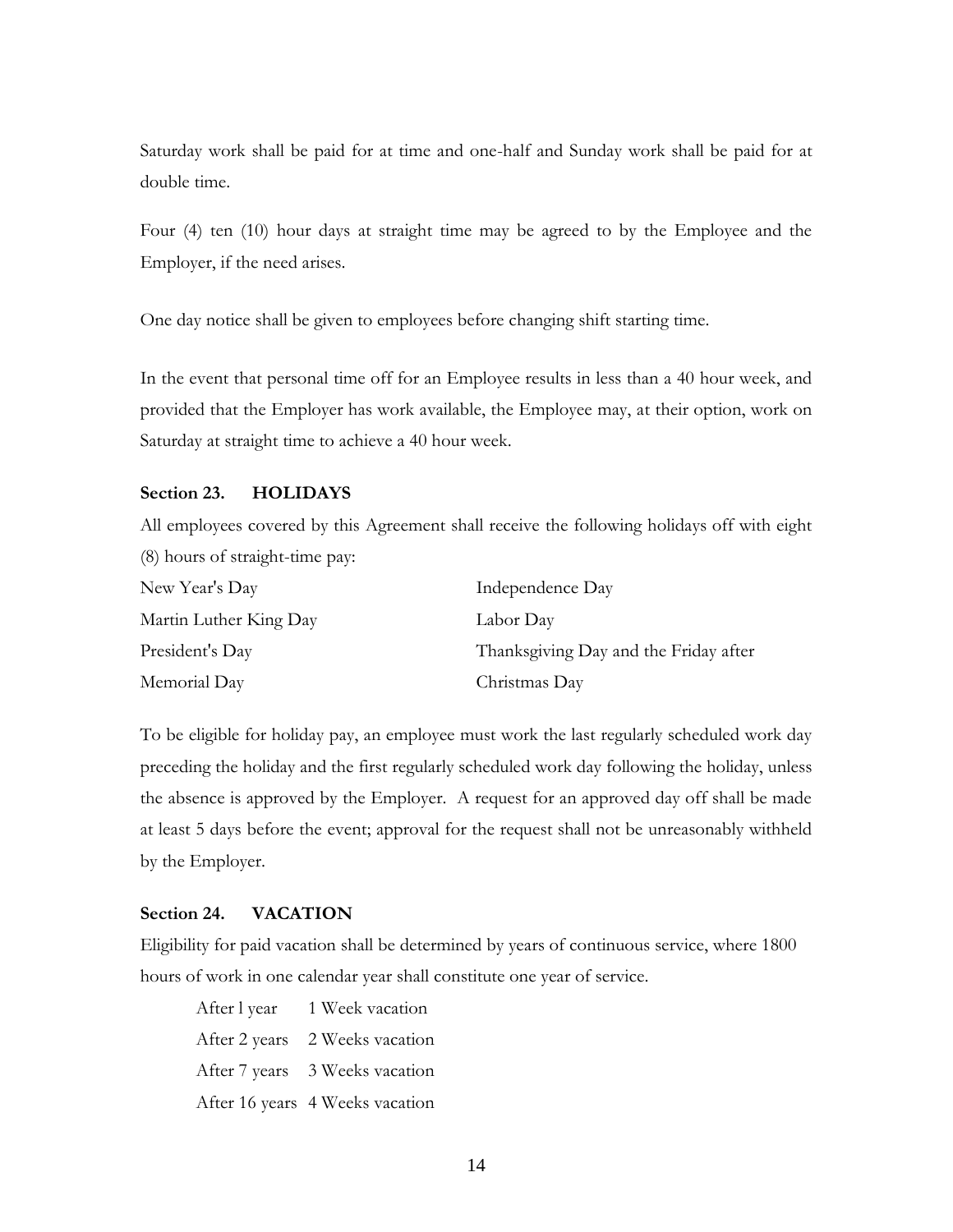Saturday work shall be paid for at time and one-half and Sunday work shall be paid for at double time.

Four (4) ten (10) hour days at straight time may be agreed to by the Employee and the Employer, if the need arises.

One day notice shall be given to employees before changing shift starting time.

In the event that personal time off for an Employee results in less than a 40 hour week, and provided that the Employer has work available, the Employee may, at their option, work on Saturday at straight time to achieve a 40 hour week.

**Section 23. HOLIDAYS**

All employees covered by this Agreement shall receive the following holidays off with eight (8) hours of straight-time pay:

| | |
|---|---|
| New Year's Day | Independence Day |
| Martin Luther King Day | Labor Day |
| President's Day | Thanksgiving Day and the Friday after |
| Memorial Day | Christmas Day |

To be eligible for holiday pay, an employee must work the last regularly scheduled work day preceding the holiday and the first regularly scheduled work day following the holiday, unless the absence is approved by the Employer. A request for an approved day off shall be made at least 5 days before the event; approval for the request shall not be unreasonably withheld by the Employer.

**Section 24. VACATION**

Eligibility for paid vacation shall be determined by years of continuous service, where 1800 hours of work in one calendar year shall constitute one year of service.

| | |
|---|---|
| After l year | 1 Week vacation |
| After 2 years | 2 Weeks vacation |
| After 7 years | 3 Weeks vacation |
| After 16 years | 4 Weeks vacation |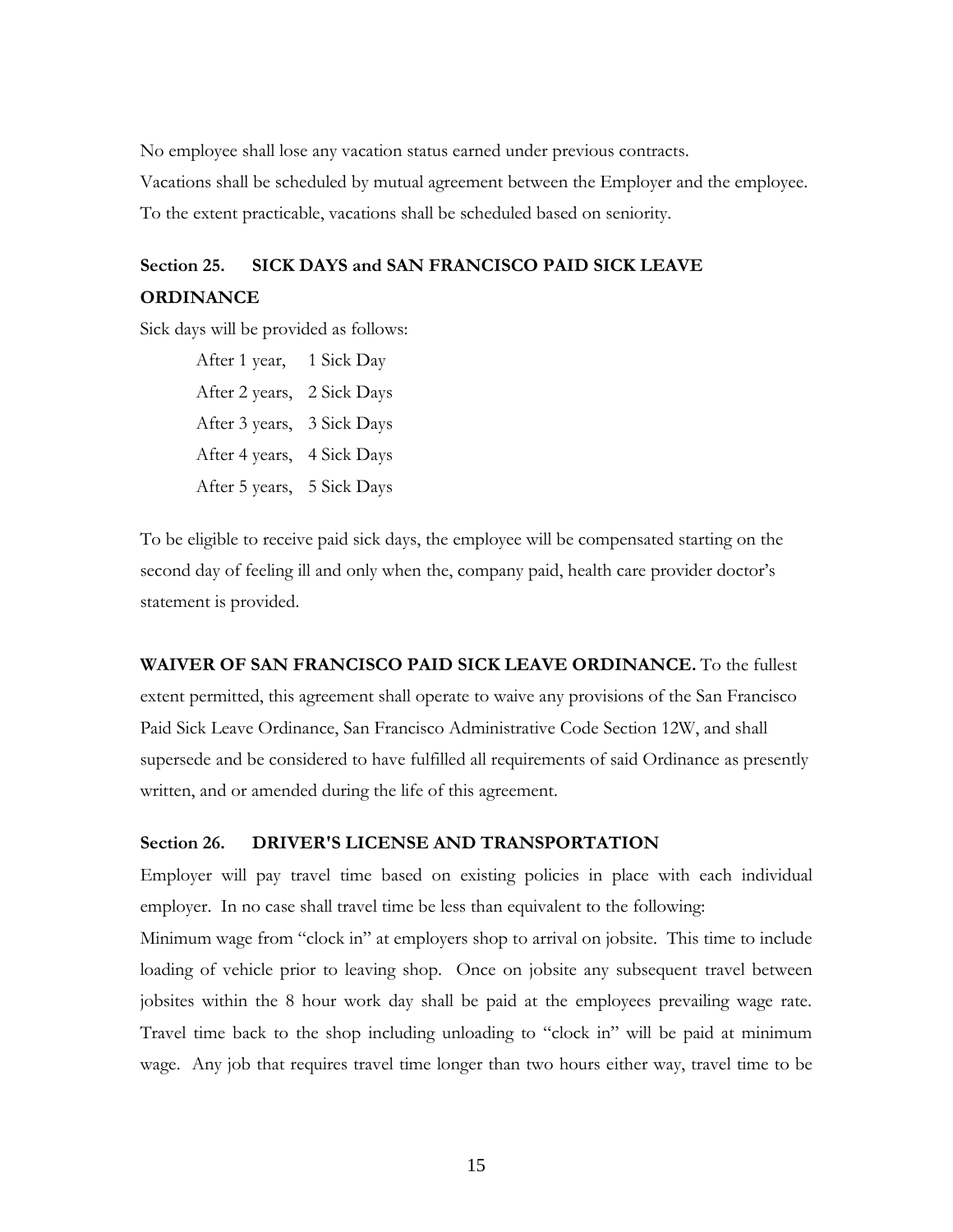No employee shall lose any vacation status earned under previous contracts.

Vacations shall be scheduled by mutual agreement between the Employer and the employee. To the extent practicable, vacations shall be scheduled based on seniority.

## Section 25. SICK DAYS and SAN FRANCISCO PAID SICK LEAVE ORDINANCE

Sick days will be provided as follows:

After 1 year, 1 Sick Day
After 2 years, 2 Sick Days
After 3 years, 3 Sick Days
After 4 years, 4 Sick Days
After 5 years, 5 Sick Days

To be eligible to receive paid sick days, the employee will be compensated starting on the second day of feeling ill and only when the, company paid, health care provider doctor's statement is provided.

**WAIVER OF SAN FRANCISCO PAID SICK LEAVE ORDINANCE.** To the fullest extent permitted, this agreement shall operate to waive any provisions of the San Francisco Paid Sick Leave Ordinance, San Francisco Administrative Code Section 12W, and shall supersede and be considered to have fulfilled all requirements of said Ordinance as presently written, and or amended during the life of this agreement.

## Section 26. DRIVER'S LICENSE AND TRANSPORTATION

Employer will pay travel time based on existing policies in place with each individual employer. In no case shall travel time be less than equivalent to the following:

Minimum wage from "clock in" at employers shop to arrival on jobsite. This time to include loading of vehicle prior to leaving shop. Once on jobsite any subsequent travel between jobsites within the 8 hour work day shall be paid at the employees prevailing wage rate. Travel time back to the shop including unloading to "clock in" will be paid at minimum wage. Any job that requires travel time longer than two hours either way, travel time to be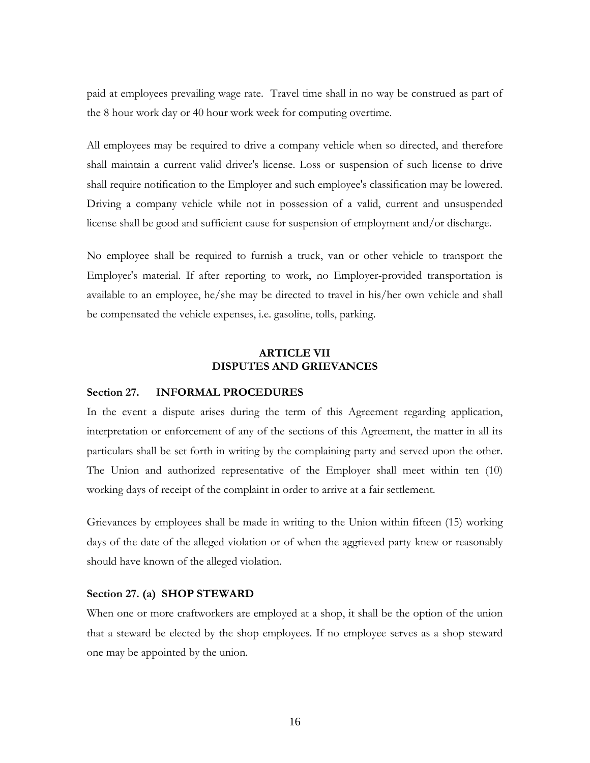paid at employees prevailing wage rate. Travel time shall in no way be construed as part of the 8 hour work day or 40 hour work week for computing overtime.

All employees may be required to drive a company vehicle when so directed, and therefore shall maintain a current valid driver's license. Loss or suspension of such license to drive shall require notification to the Employer and such employee's classification may be lowered. Driving a company vehicle while not in possession of a valid, current and unsuspended license shall be good and sufficient cause for suspension of employment and/or discharge.

No employee shall be required to furnish a truck, van or other vehicle to transport the Employer's material. If after reporting to work, no Employer-provided transportation is available to an employee, he/she may be directed to travel in his/her own vehicle and shall be compensated the vehicle expenses, i.e. gasoline, tolls, parking.

## ARTICLE VII
## DISPUTES AND GRIEVANCES

### Section 27. INFORMAL PROCEDURES

In the event a dispute arises during the term of this Agreement regarding application, interpretation or enforcement of any of the sections of this Agreement, the matter in all its particulars shall be set forth in writing by the complaining party and served upon the other. The Union and authorized representative of the Employer shall meet within ten (10) working days of receipt of the complaint in order to arrive at a fair settlement.

Grievances by employees shall be made in writing to the Union within fifteen (15) working days of the date of the alleged violation or of when the aggrieved party knew or reasonably should have known of the alleged violation.

### Section 27. (a) SHOP STEWARD

When one or more craftworkers are employed at a shop, it shall be the option of the union that a steward be elected by the shop employees. If no employee serves as a shop steward one may be appointed by the union.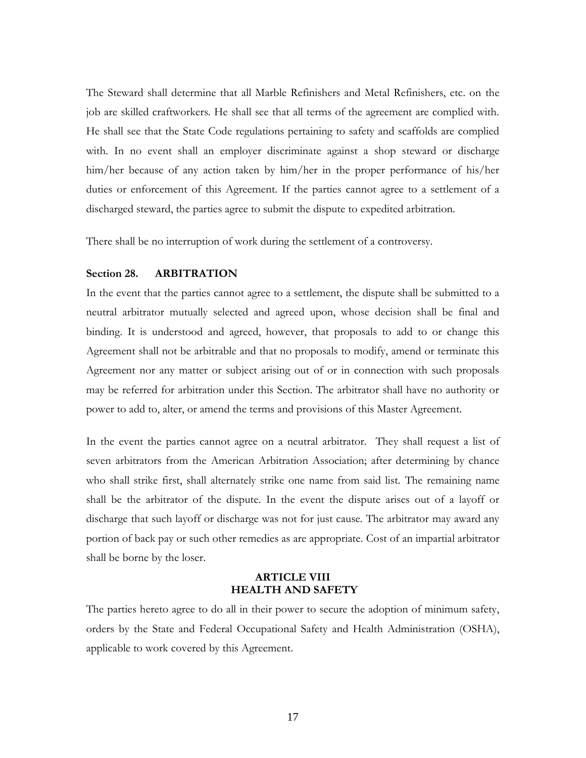The Steward shall determine that all Marble Refinishers and Metal Refinishers, etc. on the job are skilled craftworkers. He shall see that all terms of the agreement are complied with. He shall see that the State Code regulations pertaining to safety and scaffolds are complied with. In no event shall an employer discriminate against a shop steward or discharge him/her because of any action taken by him/her in the proper performance of his/her duties or enforcement of this Agreement. If the parties cannot agree to a settlement of a discharged steward, the parties agree to submit the dispute to expedited arbitration.

There shall be no interruption of work during the settlement of a controversy.

### Section 28. ARBITRATION

In the event that the parties cannot agree to a settlement, the dispute shall be submitted to a neutral arbitrator mutually selected and agreed upon, whose decision shall be final and binding. It is understood and agreed, however, that proposals to add to or change this Agreement shall not be arbitrable and that no proposals to modify, amend or terminate this Agreement nor any matter or subject arising out of or in connection with such proposals may be referred for arbitration under this Section. The arbitrator shall have no authority or power to add to, alter, or amend the terms and provisions of this Master Agreement.

In the event the parties cannot agree on a neutral arbitrator. They shall request a list of seven arbitrators from the American Arbitration Association; after determining by chance who shall strike first, shall alternately strike one name from said list. The remaining name shall be the arbitrator of the dispute. In the event the dispute arises out of a layoff or discharge that such layoff or discharge was not for just cause. The arbitrator may award any portion of back pay or such other remedies as are appropriate. Cost of an impartial arbitrator shall be borne by the loser.

## ARTICLE VIII
## HEALTH AND SAFETY

The parties hereto agree to do all in their power to secure the adoption of minimum safety, orders by the State and Federal Occupational Safety and Health Administration (OSHA), applicable to work covered by this Agreement.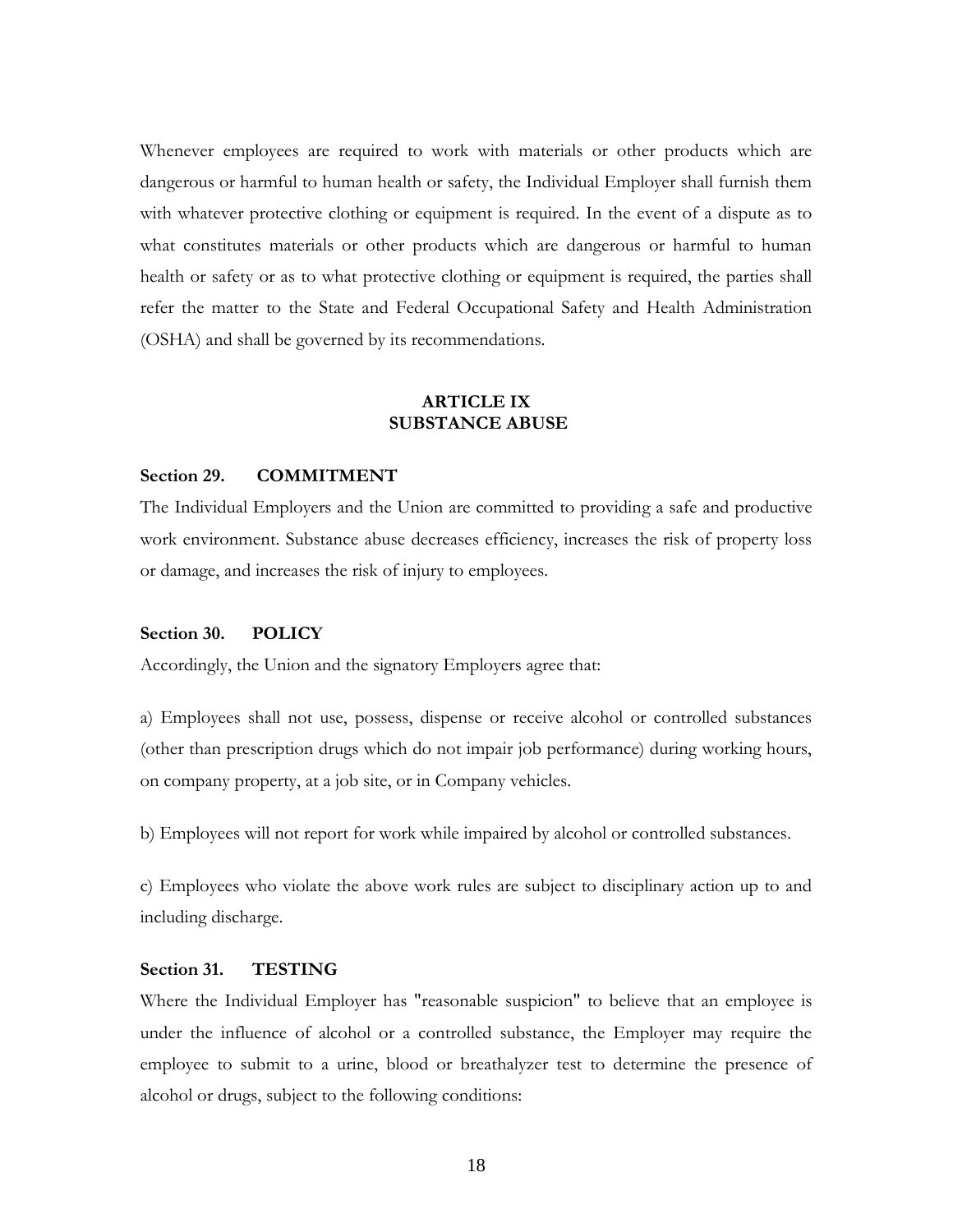Whenever employees are required to work with materials or other products which are dangerous or harmful to human health or safety, the Individual Employer shall furnish them with whatever protective clothing or equipment is required. In the event of a dispute as to what constitutes materials or other products which are dangerous or harmful to human health or safety or as to what protective clothing or equipment is required, the parties shall refer the matter to the State and Federal Occupational Safety and Health Administration (OSHA) and shall be governed by its recommendations.

## ARTICLE IX
## SUBSTANCE ABUSE

### Section 29. COMMITMENT

The Individual Employers and the Union are committed to providing a safe and productive work environment. Substance abuse decreases efficiency, increases the risk of property loss or damage, and increases the risk of injury to employees.

### Section 30. POLICY

Accordingly, the Union and the signatory Employers agree that:

a) Employees shall not use, possess, dispense or receive alcohol or controlled substances (other than prescription drugs which do not impair job performance) during working hours, on company property, at a job site, or in Company vehicles.

b) Employees will not report for work while impaired by alcohol or controlled substances.

c) Employees who violate the above work rules are subject to disciplinary action up to and including discharge.

### Section 31. TESTING

Where the Individual Employer has "reasonable suspicion" to believe that an employee is under the influence of alcohol or a controlled substance, the Employer may require the employee to submit to a urine, blood or breathalyzer test to determine the presence of alcohol or drugs, subject to the following conditions: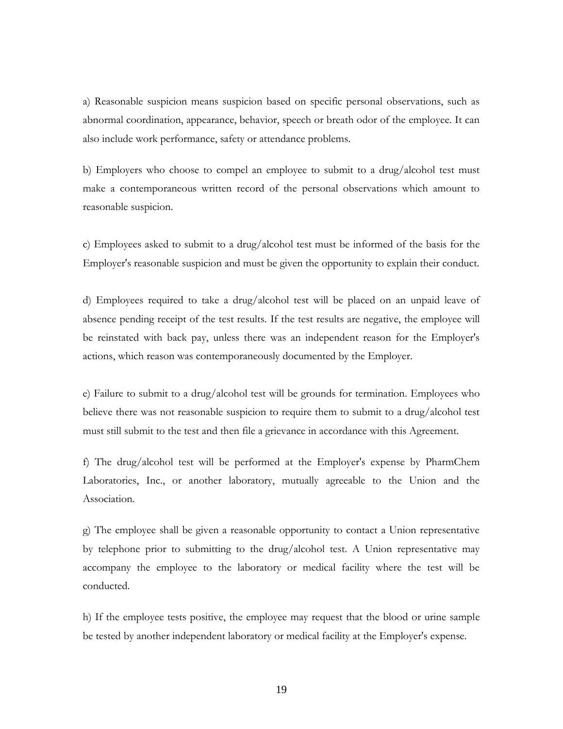a) Reasonable suspicion means suspicion based on specific personal observations, such as abnormal coordination, appearance, behavior, speech or breath odor of the employee. It can also include work performance, safety or attendance problems.

b) Employers who choose to compel an employee to submit to a drug/alcohol test must make a contemporaneous written record of the personal observations which amount to reasonable suspicion.

c) Employees asked to submit to a drug/alcohol test must be informed of the basis for the Employer's reasonable suspicion and must be given the opportunity to explain their conduct.

d) Employees required to take a drug/alcohol test will be placed on an unpaid leave of absence pending receipt of the test results. If the test results are negative, the employee will be reinstated with back pay, unless there was an independent reason for the Employer's actions, which reason was contemporaneously documented by the Employer.

e) Failure to submit to a drug/alcohol test will be grounds for termination. Employees who believe there was not reasonable suspicion to require them to submit to a drug/alcohol test must still submit to the test and then file a grievance in accordance with this Agreement.

f) The drug/alcohol test will be performed at the Employer's expense by PharmChem Laboratories, Inc., or another laboratory, mutually agreeable to the Union and the Association.

g) The employee shall be given a reasonable opportunity to contact a Union representative by telephone prior to submitting to the drug/alcohol test. A Union representative may accompany the employee to the laboratory or medical facility where the test will be conducted.

h) If the employee tests positive, the employee may request that the blood or urine sample be tested by another independent laboratory or medical facility at the Employer's expense.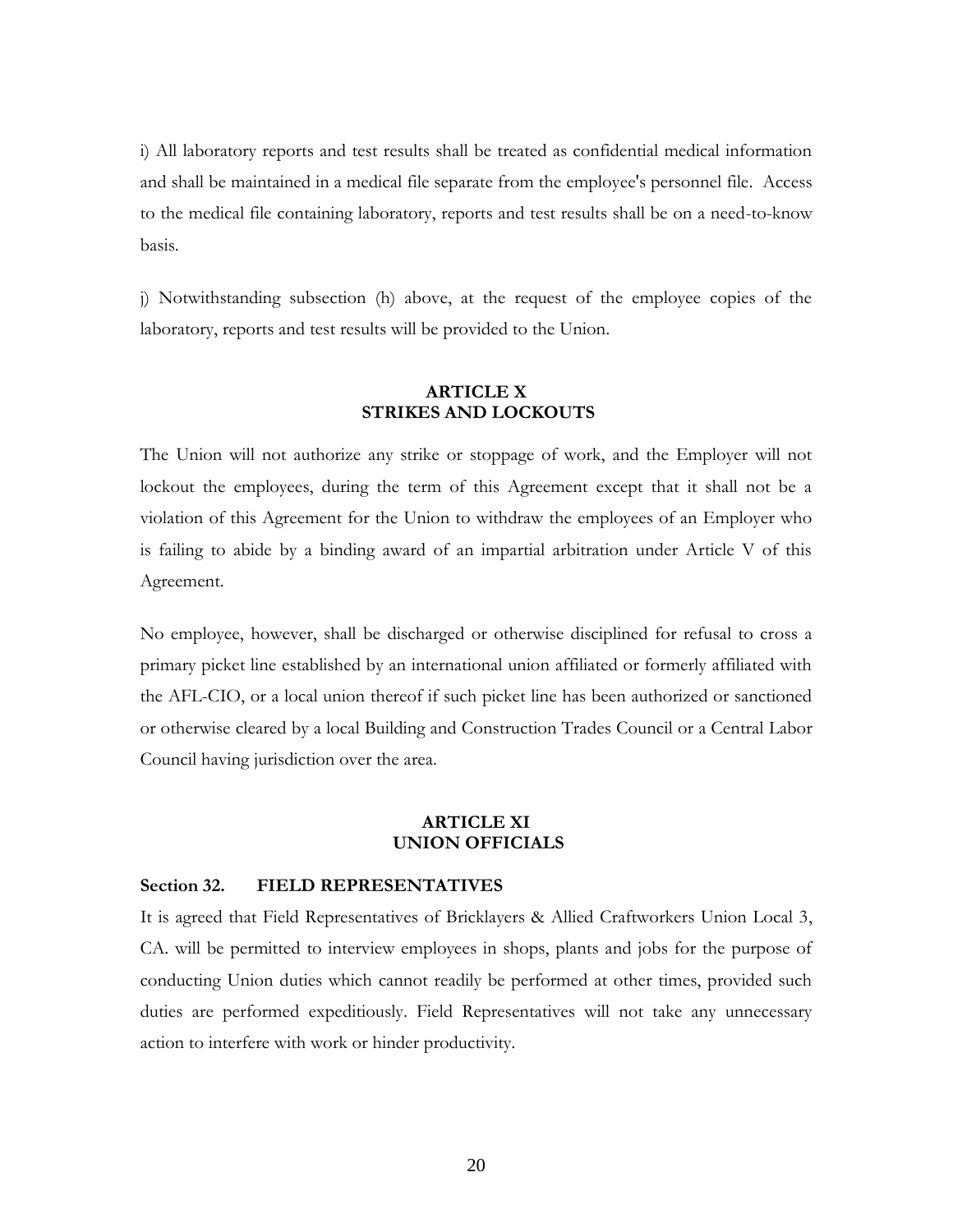i) All laboratory reports and test results shall be treated as confidential medical information and shall be maintained in a medical file separate from the employee's personnel file. Access to the medical file containing laboratory, reports and test results shall be on a need-to-know basis.

j) Notwithstanding subsection (h) above, at the request of the employee copies of the laboratory, reports and test results will be provided to the Union.

## ARTICLE X
## STRIKES AND LOCKOUTS

The Union will not authorize any strike or stoppage of work, and the Employer will not lockout the employees, during the term of this Agreement except that it shall not be a violation of this Agreement for the Union to withdraw the employees of an Employer who is failing to abide by a binding award of an impartial arbitration under Article V of this Agreement.

No employee, however, shall be discharged or otherwise disciplined for refusal to cross a primary picket line established by an international union affiliated or formerly affiliated with the AFL-CIO, or a local union thereof if such picket line has been authorized or sanctioned or otherwise cleared by a local Building and Construction Trades Council or a Central Labor Council having jurisdiction over the area.

## ARTICLE XI
## UNION OFFICIALS

### Section 32. FIELD REPRESENTATIVES

It is agreed that Field Representatives of Bricklayers & Allied Craftworkers Union Local 3, CA. will be permitted to interview employees in shops, plants and jobs for the purpose of conducting Union duties which cannot readily be performed at other times, provided such duties are performed expeditiously. Field Representatives will not take any unnecessary action to interfere with work or hinder productivity.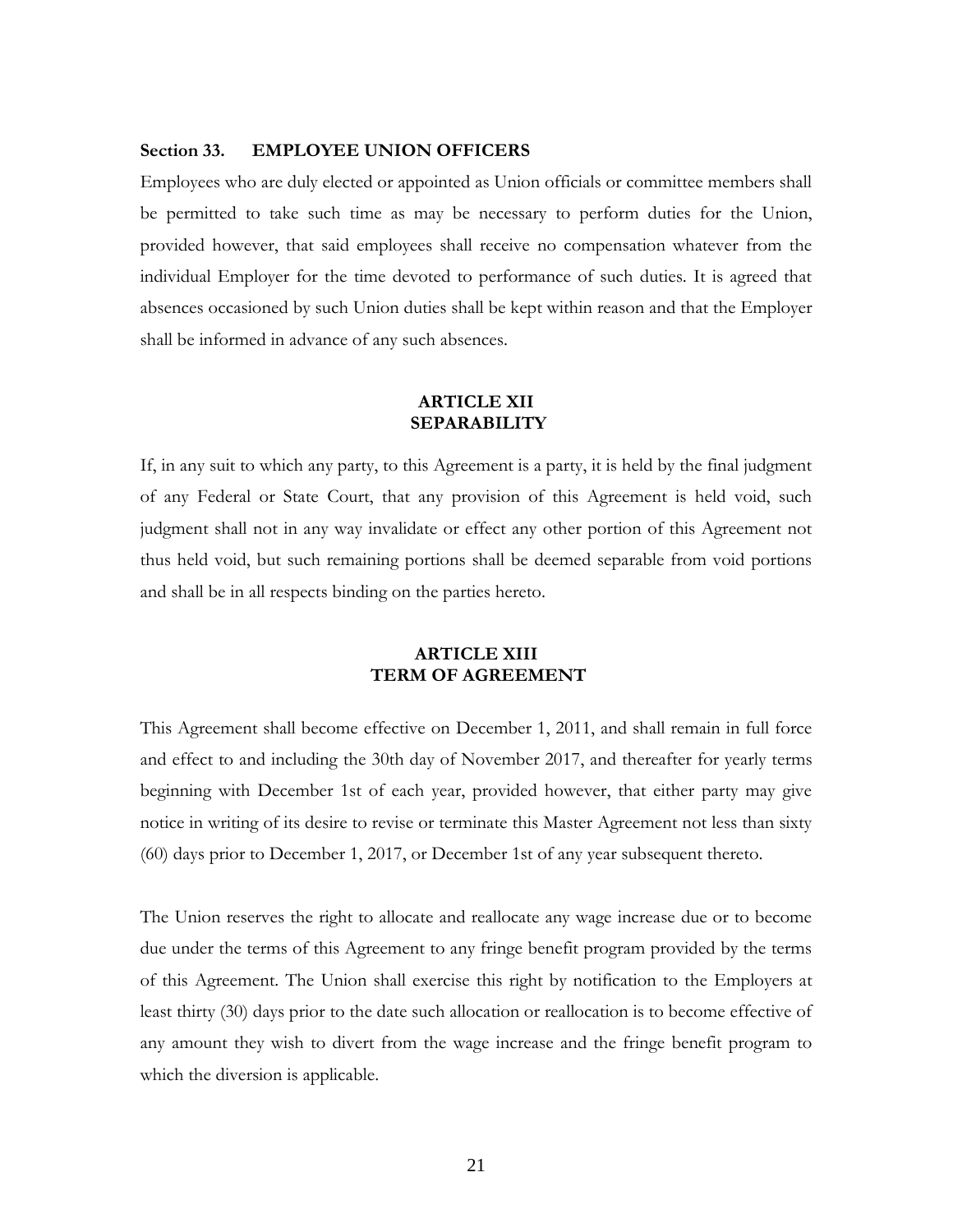**Section 33. EMPLOYEE UNION OFFICERS**

Employees who are duly elected or appointed as Union officials or committee members shall be permitted to take such time as may be necessary to perform duties for the Union, provided however, that said employees shall receive no compensation whatever from the individual Employer for the time devoted to performance of such duties. It is agreed that absences occasioned by such Union duties shall be kept within reason and that the Employer shall be informed in advance of any such absences.

## ARTICLE XII
## SEPARABILITY

If, in any suit to which any party, to this Agreement is a party, it is held by the final judgment of any Federal or State Court, that any provision of this Agreement is held void, such judgment shall not in any way invalidate or effect any other portion of this Agreement not thus held void, but such remaining portions shall be deemed separable from void portions and shall be in all respects binding on the parties hereto.

## ARTICLE XIII
## TERM OF AGREEMENT

This Agreement shall become effective on December 1, 2011, and shall remain in full force and effect to and including the 30th day of November 2017, and thereafter for yearly terms beginning with December 1st of each year, provided however, that either party may give notice in writing of its desire to revise or terminate this Master Agreement not less than sixty (60) days prior to December 1, 2017, or December 1st of any year subsequent thereto.

The Union reserves the right to allocate and reallocate any wage increase due or to become due under the terms of this Agreement to any fringe benefit program provided by the terms of this Agreement. The Union shall exercise this right by notification to the Employers at least thirty (30) days prior to the date such allocation or reallocation is to become effective of any amount they wish to divert from the wage increase and the fringe benefit program to which the diversion is applicable.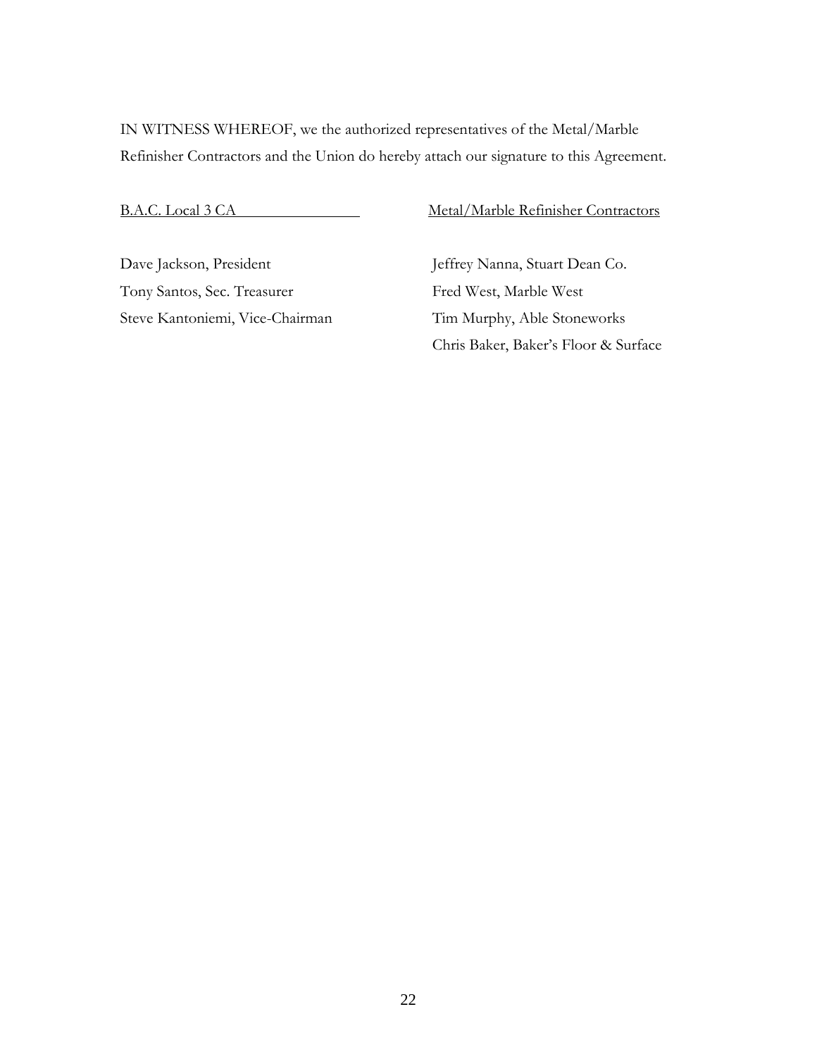IN WITNESS WHEREOF, we the authorized representatives of the Metal/Marble Refinisher Contractors and the Union do hereby attach our signature to this Agreement.

| B.A.C. Local 3 CA | Metal/Marble Refinisher Contractors |
| --- | --- |
| Dave Jackson, President | Jeffrey Nanna, Stuart Dean Co. |
| Tony Santos, Sec. Treasurer | Fred West, Marble West |
| Steve Kantoniemi, Vice-Chairman | Tim Murphy, Able Stoneworks |
| | Chris Baker, Baker's Floor & Surface |